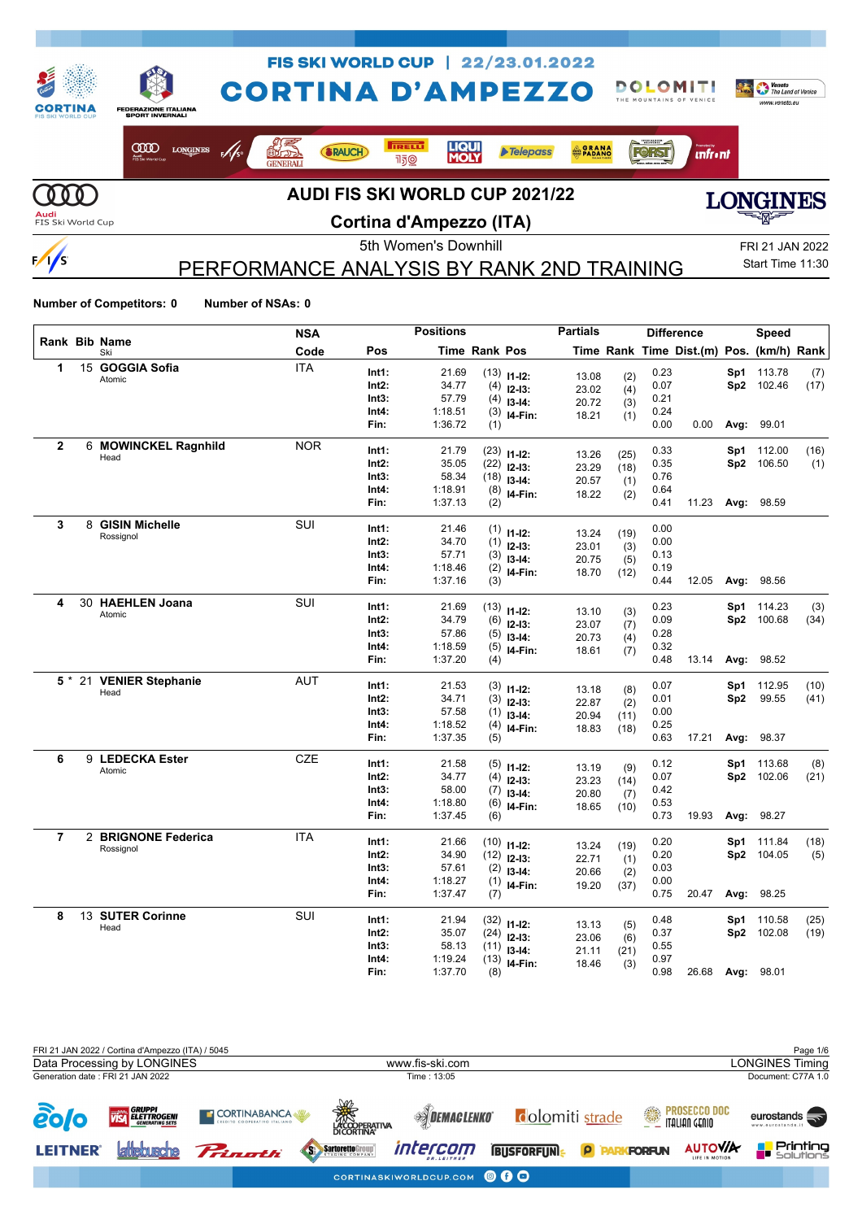# FIS SKI WORLD CUP | 22/23.01.2022

# CORTINA D'AMPEZZO

## AUDI FIS SKI WORLD CUP 2021/22

## Cortina d'Ampezzo (ITA)

5th Women's Downhill

FRI 21 JAN 2022

# PERFORMANCE ANALYSIS BY RANK 2ND TRAINING

Start Time 11:30

**Number of Competitors: 0** **Number of NSAs: 0**

| Rank | Bib | Name / Ski | NSA Code | Pos | Time | Rank | Pos | Time | Rank | Time | Dist.(m) | Pos. | (km/h) | Rank |
|---|---|---|---|---|---|---|---|---|---|---|---|---|---|---|
| 1 | 15 | **GOGGIA Sofia** Atomic | ITA | Int1: | 21.69 | (13) | I1-I2: | 13.08 | (2) | 0.23 | | Sp1 | 113.78 | (7) |
| | | | | Int2: | 34.77 | (4) | I2-I3: | 23.02 | (4) | 0.07 | | Sp2 | 102.46 | (17) |
| | | | | Int3: | 57.79 | (4) | I3-I4: | 20.72 | (3) | 0.21 | | | | |
| | | | | Int4: | 1:18.51 | (3) | I4-Fin: | 18.21 | (1) | 0.24 | | | | |
| | | | | Fin: | 1:36.72 | (1) | | | | 0.00 | 0.00 | Avg: | 99.01 | |
| 2 | 6 | **MOWINCKEL Ragnhild** Head | NOR | Int1: | 21.79 | (23) | I1-I2: | 13.26 | (25) | 0.33 | | Sp1 | 112.00 | (16) |
| | | | | Int2: | 35.05 | (22) | I2-I3: | 23.29 | (18) | 0.35 | | Sp2 | 106.50 | (1) |
| | | | | Int3: | 58.34 | (18) | I3-I4: | 20.57 | (1) | 0.76 | | | | |
| | | | | Int4: | 1:18.91 | (8) | I4-Fin: | 18.22 | (2) | 0.64 | | | | |
| | | | | Fin: | 1:37.13 | (2) | | | | 0.41 | 11.23 | Avg: | 98.59 | |
| 3 | 8 | **GISIN Michelle** Rossignol | SUI | Int1: | 21.46 | (1) | I1-I2: | 13.24 | (19) | 0.00 | | | | |
| | | | | Int2: | 34.70 | (1) | I2-I3: | 23.01 | (3) | 0.00 | | | | |
| | | | | Int3: | 57.71 | (3) | I3-I4: | 20.75 | (5) | 0.13 | | | | |
| | | | | Int4: | 1:18.46 | (2) | I4-Fin: | 18.70 | (12) | 0.19 | | | | |
| | | | | Fin: | 1:37.16 | (3) | | | | 0.44 | 12.05 | Avg: | 98.56 | |
| 4 | 30 | **HAEHLEN Joana** Atomic | SUI | Int1: | 21.69 | (13) | I1-I2: | 13.10 | (3) | 0.23 | | Sp1 | 114.23 | (3) |
| | | | | Int2: | 34.79 | (6) | I2-I3: | 23.07 | (7) | 0.09 | | Sp2 | 100.68 | (34) |
| | | | | Int3: | 57.86 | (5) | I3-I4: | 20.73 | (4) | 0.28 | | | | |
| | | | | Int4: | 1:18.59 | (5) | I4-Fin: | 18.61 | (7) | 0.32 | | | | |
| | | | | Fin: | 1:37.20 | (4) | | | | 0.48 | 13.14 | Avg: | 98.52 | |
| 5 * | 21 | **VENIER Stephanie** Head | AUT | Int1: | 21.53 | (3) | I1-I2: | 13.18 | (8) | 0.07 | | Sp1 | 112.95 | (10) |
| | | | | Int2: | 34.71 | (3) | I2-I3: | 22.87 | (2) | 0.01 | | Sp2 | 99.55 | (41) |
| | | | | Int3: | 57.58 | (1) | I3-I4: | 20.94 | (11) | 0.00 | | | | |
| | | | | Int4: | 1:18.52 | (4) | I4-Fin: | 18.83 | (18) | 0.25 | | | | |
| | | | | Fin: | 1:37.35 | (5) | | | | 0.63 | 17.21 | Avg: | 98.37 | |
| 6 | 9 | **LEDECKA Ester** Atomic | CZE | Int1: | 21.58 | (5) | I1-I2: | 13.19 | (9) | 0.12 | | Sp1 | 113.68 | (8) |
| | | | | Int2: | 34.77 | (4) | I2-I3: | 23.23 | (14) | 0.07 | | Sp2 | 102.06 | (21) |
| | | | | Int3: | 58.00 | (7) | I3-I4: | 20.80 | (7) | 0.42 | | | | |
| | | | | Int4: | 1:18.80 | (6) | I4-Fin: | 18.65 | (10) | 0.53 | | | | |
| | | | | Fin: | 1:37.45 | (6) | | | | 0.73 | 19.93 | Avg: | 98.27 | |
| 7 | 2 | **BRIGNONE Federica** Rossignol | ITA | Int1: | 21.66 | (10) | I1-I2: | 13.24 | (19) | 0.20 | | Sp1 | 111.84 | (18) |
| | | | | Int2: | 34.90 | (12) | I2-I3: | 22.71 | (1) | 0.20 | | Sp2 | 104.05 | (5) |
| | | | | Int3: | 57.61 | (2) | I3-I4: | 20.66 | (2) | 0.03 | | | | |
| | | | | Int4: | 1:18.27 | (1) | I4-Fin: | 19.20 | (37) | 0.00 | | | | |
| | | | | Fin: | 1:37.47 | (7) | | | | 0.75 | 20.47 | Avg: | 98.25 | |
| 8 | 13 | **SUTER Corinne** Head | SUI | Int1: | 21.94 | (32) | I1-I2: | 13.13 | (5) | 0.48 | | Sp1 | 110.58 | (25) |
| | | | | Int2: | 35.07 | (24) | I2-I3: | 23.06 | (6) | 0.37 | | Sp2 | 102.08 | (19) |
| | | | | Int3: | 58.13 | (11) | I3-I4: | 21.11 | (21) | 0.55 | | | | |
| | | | | Int4: | 1:19.24 | (13) | I4-Fin: | 18.46 | (3) | 0.97 | | | | |
| | | | | Fin: | 1:37.70 | (8) | | | | 0.98 | 26.68 | Avg: | 98.01 | |

FRI 21 JAN 2022 / Cortina d'Ampezzo (ITA) / 5045

Data Processing by LONGINES — www.fis-ski.com — LONGINES Timing

Generation date : FRI 21 JAN 2022 — Time : 13:05 — Document: C77A 1.0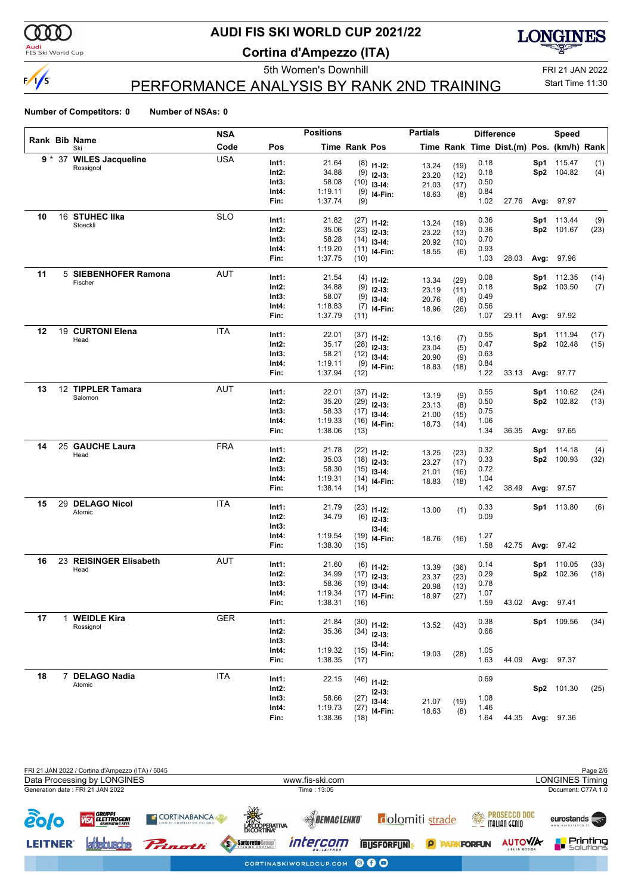# AUDI FIS SKI WORLD CUP 2021/22

## Cortina d'Ampezzo (ITA)

5th Women's Downhill

FRI 21 JAN 2022

Start Time 11:30

## PERFORMANCE ANALYSIS BY RANK 2ND TRAINING

**Number of Competitors: 0** **Number of NSAs: 0**

| Rank | Bib | Name / Ski | NSA Code | Pos | Time | Rank | Pos | Time | Rank | Difference Time | Dist.(m) | Pos. | Speed (km/h) | Rank |
|---|---|---|---|---|---|---|---|---|---|---|---|---|---|---|
| 9 * | 37 | **WILES Jacqueline** Rossignol | USA | Int1: | 21.64 | (8) | I1-I2: | 13.24 | (19) | 0.18 | | Sp1 | 115.47 | (1) |
| | | | | Int2: | 34.88 | (9) | I2-I3: | 23.20 | (12) | 0.18 | | Sp2 | 104.82 | (4) |
| | | | | Int3: | 58.08 | (10) | I3-I4: | 21.03 | (17) | 0.50 | | | | |
| | | | | Int4: | 1:19.11 | (9) | I4-Fin: | 18.63 | (8) | 0.84 | | | | |
| | | | | Fin: | 1:37.74 | (9) | | | | 1.02 | 27.76 | Avg: | 97.97 | |
| 10 | 16 | **STUHEC Ilka** Stoeckli | SLO | Int1: | 21.82 | (27) | I1-I2: | 13.24 | (19) | 0.36 | | Sp1 | 113.44 | (9) |
| | | | | Int2: | 35.06 | (23) | I2-I3: | 23.22 | (13) | 0.36 | | Sp2 | 101.67 | (23) |
| | | | | Int3: | 58.28 | (14) | I3-I4: | 20.92 | (10) | 0.70 | | | | |
| | | | | Int4: | 1:19.20 | (11) | I4-Fin: | 18.55 | (6) | 0.93 | | | | |
| | | | | Fin: | 1:37.75 | (10) | | | | 1.03 | 28.03 | Avg: | 97.96 | |
| 11 | 5 | **SIEBENHOFER Ramona** Fischer | AUT | Int1: | 21.54 | (4) | I1-I2: | 13.34 | (29) | 0.08 | | Sp1 | 112.35 | (14) |
| | | | | Int2: | 34.88 | (9) | I2-I3: | 23.19 | (11) | 0.18 | | Sp2 | 103.50 | (7) |
| | | | | Int3: | 58.07 | (9) | I3-I4: | 20.76 | (6) | 0.49 | | | | |
| | | | | Int4: | 1:18.83 | (7) | I4-Fin: | 18.96 | (26) | 0.56 | | | | |
| | | | | Fin: | 1:37.79 | (11) | | | | 1.07 | 29.11 | Avg: | 97.92 | |
| 12 | 19 | **CURTONI Elena** Head | ITA | Int1: | 22.01 | (37) | I1-I2: | 13.16 | (7) | 0.55 | | Sp1 | 111.94 | (17) |
| | | | | Int2: | 35.17 | (28) | I2-I3: | 23.04 | (5) | 0.47 | | Sp2 | 102.48 | (15) |
| | | | | Int3: | 58.21 | (12) | I3-I4: | 20.90 | (9) | 0.63 | | | | |
| | | | | Int4: | 1:19.11 | (9) | I4-Fin: | 18.83 | (18) | 0.84 | | | | |
| | | | | Fin: | 1:37.94 | (12) | | | | 1.22 | 33.13 | Avg: | 97.77 | |
| 13 | 12 | **TIPPLER Tamara** Salomon | AUT | Int1: | 22.01 | (37) | I1-I2: | 13.19 | (9) | 0.55 | | Sp1 | 110.62 | (24) |
| | | | | Int2: | 35.20 | (29) | I2-I3: | 23.13 | (8) | 0.50 | | Sp2 | 102.82 | (13) |
| | | | | Int3: | 58.33 | (17) | I3-I4: | 21.00 | (15) | 0.75 | | | | |
| | | | | Int4: | 1:19.33 | (16) | I4-Fin: | 18.73 | (14) | 1.06 | | | | |
| | | | | Fin: | 1:38.06 | (13) | | | | 1.34 | 36.35 | Avg: | 97.65 | |
| 14 | 25 | **GAUCHE Laura** Head | FRA | Int1: | 21.78 | (22) | I1-I2: | 13.25 | (23) | 0.32 | | Sp1 | 114.18 | (4) |
| | | | | Int2: | 35.03 | (18) | I2-I3: | 23.27 | (17) | 0.33 | | Sp2 | 100.93 | (32) |
| | | | | Int3: | 58.30 | (15) | I3-I4: | 21.01 | (16) | 0.72 | | | | |
| | | | | Int4: | 1:19.31 | (14) | I4-Fin: | 18.83 | (18) | 1.04 | | | | |
| | | | | Fin: | 1:38.14 | (14) | | | | 1.42 | 38.49 | Avg: | 97.57 | |
| 15 | 29 | **DELAGO Nicol** Atomic | ITA | Int1: | 21.79 | (23) | I1-I2: | 13.00 | (1) | 0.33 | | Sp1 | 113.80 | (6) |
| | | | | Int2: | 34.79 | (6) | I2-I3: | | | 0.09 | | | | |
| | | | | Int3: | | | I3-I4: | | | | | | | |
| | | | | Int4: | 1:19.54 | (19) | I4-Fin: | 18.76 | (16) | 1.27 | | | | |
| | | | | Fin: | 1:38.30 | (15) | | | | 1.58 | 42.75 | Avg: | 97.42 | |
| 16 | 23 | **REISINGER Elisabeth** Head | AUT | Int1: | 21.60 | (6) | I1-I2: | 13.39 | (36) | 0.14 | | Sp1 | 110.05 | (33) |
| | | | | Int2: | 34.99 | (17) | I2-I3: | 23.37 | (23) | 0.29 | | Sp2 | 102.36 | (18) |
| | | | | Int3: | 58.36 | (19) | I3-I4: | 20.98 | (13) | 0.78 | | | | |
| | | | | Int4: | 1:19.34 | (17) | I4-Fin: | 18.97 | (27) | 1.07 | | | | |
| | | | | Fin: | 1:38.31 | (16) | | | | 1.59 | 43.02 | Avg: | 97.41 | |
| 17 | 1 | **WEIDLE Kira** Rossignol | GER | Int1: | 21.84 | (30) | I1-I2: | 13.52 | (43) | 0.38 | | Sp1 | 109.56 | (34) |
| | | | | Int2: | 35.36 | (34) | I2-I3: | | | 0.66 | | | | |
| | | | | Int3: | | | I3-I4: | | | | | | | |
| | | | | Int4: | 1:19.32 | (15) | I4-Fin: | 19.03 | (28) | 1.05 | | | | |
| | | | | Fin: | 1:38.35 | (17) | | | | 1.63 | 44.09 | Avg: | 97.37 | |
| 18 | 7 | **DELAGO Nadia** Atomic | ITA | Int1: | 22.15 | (46) | I1-I2: | | | 0.69 | | | | |
| | | | | Int2: | | | I2-I3: | | | | | Sp2 | 101.30 | (25) |
| | | | | Int3: | 58.66 | (27) | I3-I4: | 21.07 | (19) | 1.08 | | | | |
| | | | | Int4: | 1:19.73 | (27) | I4-Fin: | 18.63 | (8) | 1.46 | | | | |
| | | | | Fin: | 1:38.36 | (18) | | | | 1.64 | 44.35 | Avg: | 97.36 | |

FRI 21 JAN 2022 / Cortina d'Ampezzo (ITA) / 5045

Data Processing by LONGINES — www.fis-ski.com — LONGINES Timing

Generation date : FRI 21 JAN 2022 — Time : 13:05 — Document: C77A 1.0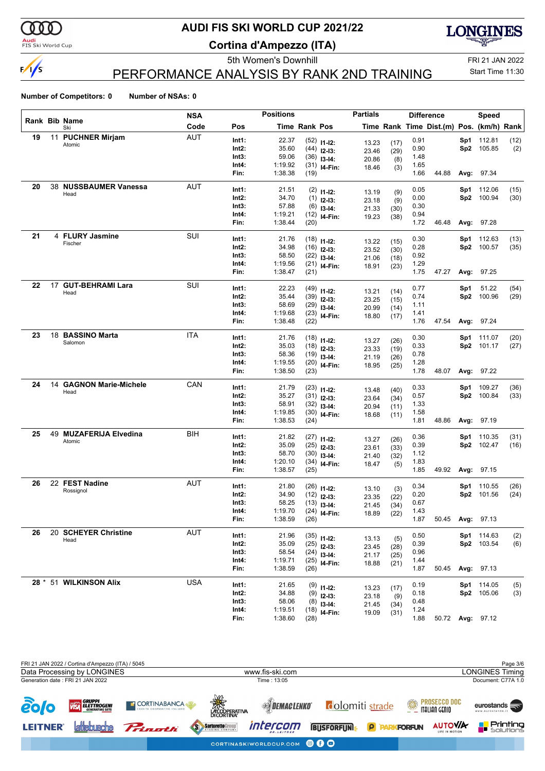# AUDI FIS SKI WORLD CUP 2021/22

## Cortina d'Ampezzo (ITA)

5th Women's Downhill

FRI 21 JAN 2022

Start Time 11:30

## PERFORMANCE ANALYSIS BY RANK 2ND TRAINING

**Number of Competitors: 0** **Number of NSAs: 0**

| Rank | Bib | Name / Ski | NSA Code | Pos | Time | Rank | Pos | Partial Time | Rank | Difference Time | Dist.(m) | Pos. | Speed (km/h) | Rank |
|---|---|---|---|---|---|---|---|---|---|---|---|---|---|---|
| 19 | 11 | **PUCHNER Mirjam** Atomic | AUT | Int1: | 22.37 | (52) | I1-I2: | 13.23 | (17) | 0.91 | | Sp1 | 112.81 | (12) |
| | | | | Int2: | 35.60 | (44) | I2-I3: | 23.46 | (29) | 0.90 | | Sp2 | 105.85 | (2) |
| | | | | Int3: | 59.06 | (36) | I3-I4: | 20.86 | (8) | 1.48 | | | | |
| | | | | Int4: | 1:19.92 | (31) | I4-Fin: | 18.46 | (3) | 1.65 | | | | |
| | | | | Fin: | 1:38.38 | (19) | | | | 1.66 | 44.88 | Avg: | 97.34 | |
| 20 | 38 | **NUSSBAUMER Vanessa** Head | AUT | Int1: | 21.51 | (2) | I1-I2: | 13.19 | (9) | 0.05 | | Sp1 | 112.06 | (15) |
| | | | | Int2: | 34.70 | (1) | I2-I3: | 23.18 | (9) | 0.00 | | Sp2 | 100.94 | (30) |
| | | | | Int3: | 57.88 | (6) | I3-I4: | 21.33 | (30) | 0.30 | | | | |
| | | | | Int4: | 1:19.21 | (12) | I4-Fin: | 19.23 | (38) | 0.94 | | | | |
| | | | | Fin: | 1:38.44 | (20) | | | | 1.72 | 46.48 | Avg: | 97.28 | |
| 21 | 4 | **FLURY Jasmine** Fischer | SUI | Int1: | 21.76 | (18) | I1-I2: | 13.22 | (15) | 0.30 | | Sp1 | 112.63 | (13) |
| | | | | Int2: | 34.98 | (16) | I2-I3: | 23.52 | (30) | 0.28 | | Sp2 | 100.57 | (35) |
| | | | | Int3: | 58.50 | (22) | I3-I4: | 21.06 | (18) | 0.92 | | | | |
| | | | | Int4: | 1:19.56 | (21) | I4-Fin: | 18.91 | (23) | 1.29 | | | | |
| | | | | Fin: | 1:38.47 | (21) | | | | 1.75 | 47.27 | Avg: | 97.25 | |
| 22 | 17 | **GUT-BEHRAMI Lara** Head | SUI | Int1: | 22.23 | (49) | I1-I2: | 13.21 | (14) | 0.77 | | Sp1 | 51.22 | (54) |
| | | | | Int2: | 35.44 | (39) | I2-I3: | 23.25 | (15) | 0.74 | | Sp2 | 100.96 | (29) |
| | | | | Int3: | 58.69 | (29) | I3-I4: | 20.99 | (14) | 1.11 | | | | |
| | | | | Int4: | 1:19.68 | (23) | I4-Fin: | 18.80 | (17) | 1.41 | | | | |
| | | | | Fin: | 1:38.48 | (22) | | | | 1.76 | 47.54 | Avg: | 97.24 | |
| 23 | 18 | **BASSINO Marta** Salomon | ITA | Int1: | 21.76 | (18) | I1-I2: | 13.27 | (26) | 0.30 | | Sp1 | 111.07 | (20) |
| | | | | Int2: | 35.03 | (18) | I2-I3: | 23.33 | (19) | 0.33 | | Sp2 | 101.17 | (27) |
| | | | | Int3: | 58.36 | (19) | I3-I4: | 21.19 | (26) | 0.78 | | | | |
| | | | | Int4: | 1:19.55 | (20) | I4-Fin: | 18.95 | (25) | 1.28 | | | | |
| | | | | Fin: | 1:38.50 | (23) | | | | 1.78 | 48.07 | Avg: | 97.22 | |
| 24 | 14 | **GAGNON Marie-Michele** Head | CAN | Int1: | 21.79 | (23) | I1-I2: | 13.48 | (40) | 0.33 | | Sp1 | 109.27 | (36) |
| | | | | Int2: | 35.27 | (31) | I2-I3: | 23.64 | (34) | 0.57 | | Sp2 | 100.84 | (33) |
| | | | | Int3: | 58.91 | (32) | I3-I4: | 20.94 | (11) | 1.33 | | | | |
| | | | | Int4: | 1:19.85 | (30) | I4-Fin: | 18.68 | (11) | 1.58 | | | | |
| | | | | Fin: | 1:38.53 | (24) | | | | 1.81 | 48.86 | Avg: | 97.19 | |
| 25 | 49 | **MUZAFERIJA Elvedina** Atomic | BIH | Int1: | 21.82 | (27) | I1-I2: | 13.27 | (26) | 0.36 | | Sp1 | 110.35 | (31) |
| | | | | Int2: | 35.09 | (25) | I2-I3: | 23.61 | (33) | 0.39 | | Sp2 | 102.47 | (16) |
| | | | | Int3: | 58.70 | (30) | I3-I4: | 21.40 | (32) | 1.12 | | | | |
| | | | | Int4: | 1:20.10 | (34) | I4-Fin: | 18.47 | (5) | 1.83 | | | | |
| | | | | Fin: | 1:38.57 | (25) | | | | 1.85 | 49.92 | Avg: | 97.15 | |
| 26 | 22 | **FEST Nadine** Rossignol | AUT | Int1: | 21.80 | (26) | I1-I2: | 13.10 | (3) | 0.34 | | Sp1 | 110.55 | (26) |
| | | | | Int2: | 34.90 | (12) | I2-I3: | 23.35 | (22) | 0.20 | | Sp2 | 101.56 | (24) |
| | | | | Int3: | 58.25 | (13) | I3-I4: | 21.45 | (34) | 0.67 | | | | |
| | | | | Int4: | 1:19.70 | (24) | I4-Fin: | 18.89 | (22) | 1.43 | | | | |
| | | | | Fin: | 1:38.59 | (26) | | | | 1.87 | 50.45 | Avg: | 97.13 | |
| 26 | 20 | **SCHEYER Christine** Head | AUT | Int1: | 21.96 | (35) | I1-I2: | 13.13 | (5) | 0.50 | | Sp1 | 114.63 | (2) |
| | | | | Int2: | 35.09 | (25) | I2-I3: | 23.45 | (28) | 0.39 | | Sp2 | 103.54 | (6) |
| | | | | Int3: | 58.54 | (24) | I3-I4: | 21.17 | (25) | 0.96 | | | | |
| | | | | Int4: | 1:19.71 | (25) | I4-Fin: | 18.88 | (21) | 1.44 | | | | |
| | | | | Fin: | 1:38.59 | (26) | | | | 1.87 | 50.45 | Avg: | 97.13 | |
| 28 * | 51 | **WILKINSON Alix** | USA | Int1: | 21.65 | (9) | I1-I2: | 13.23 | (17) | 0.19 | | Sp1 | 114.05 | (5) |
| | | | | Int2: | 34.88 | (9) | I2-I3: | 23.18 | (9) | 0.18 | | Sp2 | 105.06 | (3) |
| | | | | Int3: | 58.06 | (8) | I3-I4: | 21.45 | (34) | 0.48 | | | | |
| | | | | Int4: | 1:19.51 | (18) | I4-Fin: | 19.09 | (31) | 1.24 | | | | |
| | | | | Fin: | 1:38.60 | (28) | | | | 1.88 | 50.72 | Avg: | 97.12 | |

FRI 21 JAN 2022 / Cortina d'Ampezzo (ITA) / 5045

Data Processing by LONGINES — www.fis-ski.com — LONGINES Timing

Generation date : FRI 21 JAN 2022 — Time : 13:05 — Document: C77A 1.0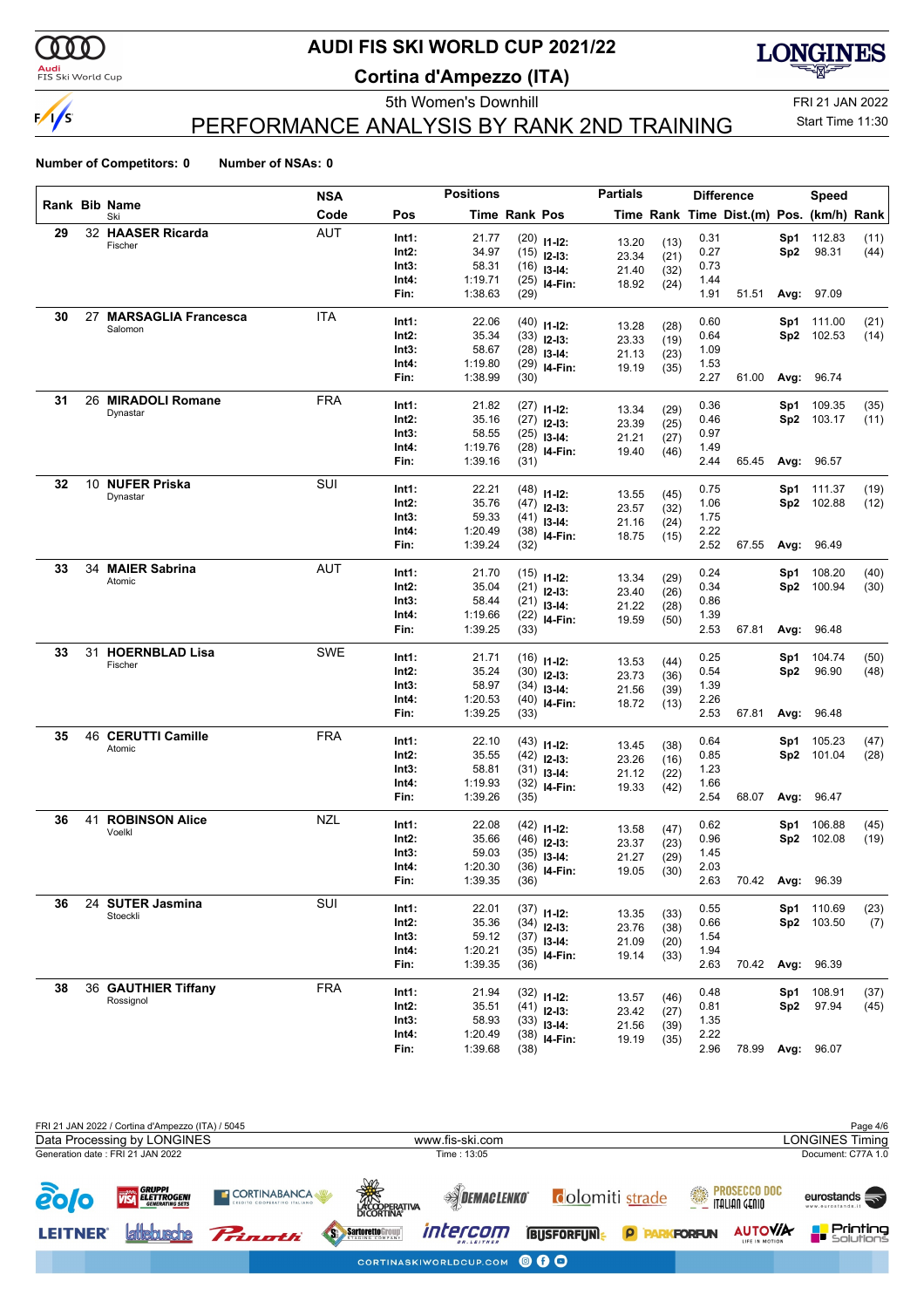# AUDI FIS SKI WORLD CUP 2021/22

## Cortina d'Ampezzo (ITA)

5th Women's Downhill

FRI 21 JAN 2022

Start Time 11:30

## PERFORMANCE ANALYSIS BY RANK 2ND TRAINING

**Number of Competitors: 0** **Number of NSAs: 0**

| Rank | Bib | Name / Ski | NSA Code | Pos | Time | Rank | Pos | Partial Time | Partial Rank | Diff. Time | Dist.(m) | Speed Pos. | km/h | Speed Rank |
|---|---|---|---|---|---|---|---|---|---|---|---|---|---|---|
| 29 | 32 | **HAASER Ricarda** Fischer | AUT | Int1: | 21.77 | (20) | I1-I2: | 13.20 | (13) | 0.31 | | Sp1 | 112.83 | (11) |
| | | | | Int2: | 34.97 | (15) | I2-I3: | 23.34 | (21) | 0.27 | | Sp2 | 98.31 | (44) |
| | | | | Int3: | 58.31 | (16) | I3-I4: | 21.40 | (32) | 0.73 | | | | |
| | | | | Int4: | 1:19.71 | (25) | I4-Fin: | 18.92 | (24) | 1.44 | | | | |
| | | | | Fin: | 1:38.63 | (29) | | | | 1.91 | 51.51 | Avg: | 97.09 | |
| 30 | 27 | **MARSAGLIA Francesca** Salomon | ITA | Int1: | 22.06 | (40) | I1-I2: | 13.28 | (28) | 0.60 | | Sp1 | 111.00 | (21) |
| | | | | Int2: | 35.34 | (33) | I2-I3: | 23.33 | (19) | 0.64 | | Sp2 | 102.53 | (14) |
| | | | | Int3: | 58.67 | (28) | I3-I4: | 21.13 | (23) | 1.09 | | | | |
| | | | | Int4: | 1:19.80 | (29) | I4-Fin: | 19.19 | (35) | 1.53 | | | | |
| | | | | Fin: | 1:38.99 | (30) | | | | 2.27 | 61.00 | Avg: | 96.74 | |
| 31 | 26 | **MIRADOLI Romane** Dynastar | FRA | Int1: | 21.82 | (27) | I1-I2: | 13.34 | (29) | 0.36 | | Sp1 | 109.35 | (35) |
| | | | | Int2: | 35.16 | (27) | I2-I3: | 23.39 | (25) | 0.46 | | Sp2 | 103.17 | (11) |
| | | | | Int3: | 58.55 | (25) | I3-I4: | 21.21 | (27) | 0.97 | | | | |
| | | | | Int4: | 1:19.76 | (28) | I4-Fin: | 19.40 | (46) | 1.49 | | | | |
| | | | | Fin: | 1:39.16 | (31) | | | | 2.44 | 65.45 | Avg: | 96.57 | |
| 32 | 10 | **NUFER Priska** Dynastar | SUI | Int1: | 22.21 | (48) | I1-I2: | 13.55 | (45) | 0.75 | | Sp1 | 111.37 | (19) |
| | | | | Int2: | 35.76 | (47) | I2-I3: | 23.57 | (32) | 1.06 | | Sp2 | 102.88 | (12) |
| | | | | Int3: | 59.33 | (41) | I3-I4: | 21.16 | (24) | 1.75 | | | | |
| | | | | Int4: | 1:20.49 | (38) | I4-Fin: | 18.75 | (15) | 2.22 | | | | |
| | | | | Fin: | 1:39.24 | (32) | | | | 2.52 | 67.55 | Avg: | 96.49 | |
| 33 | 34 | **MAIER Sabrina** Atomic | AUT | Int1: | 21.70 | (15) | I1-I2: | 13.34 | (29) | 0.24 | | Sp1 | 108.20 | (40) |
| | | | | Int2: | 35.04 | (21) | I2-I3: | 23.40 | (26) | 0.34 | | Sp2 | 100.94 | (30) |
| | | | | Int3: | 58.44 | (21) | I3-I4: | 21.22 | (28) | 0.86 | | | | |
| | | | | Int4: | 1:19.66 | (22) | I4-Fin: | 19.59 | (50) | 1.39 | | | | |
| | | | | Fin: | 1:39.25 | (33) | | | | 2.53 | 67.81 | Avg: | 96.48 | |
| 33 | 31 | **HOERNBLAD Lisa** Fischer | SWE | Int1: | 21.71 | (16) | I1-I2: | 13.53 | (44) | 0.25 | | Sp1 | 104.74 | (50) |
| | | | | Int2: | 35.24 | (30) | I2-I3: | 23.73 | (36) | 0.54 | | Sp2 | 96.90 | (48) |
| | | | | Int3: | 58.97 | (34) | I3-I4: | 21.56 | (39) | 1.39 | | | | |
| | | | | Int4: | 1:20.53 | (40) | I4-Fin: | 18.72 | (13) | 2.26 | | | | |
| | | | | Fin: | 1:39.25 | (33) | | | | 2.53 | 67.81 | Avg: | 96.48 | |
| 35 | 46 | **CERUTTI Camille** Atomic | FRA | Int1: | 22.10 | (43) | I1-I2: | 13.45 | (38) | 0.64 | | Sp1 | 105.23 | (47) |
| | | | | Int2: | 35.55 | (42) | I2-I3: | 23.26 | (16) | 0.85 | | Sp2 | 101.04 | (28) |
| | | | | Int3: | 58.81 | (31) | I3-I4: | 21.12 | (22) | 1.23 | | | | |
| | | | | Int4: | 1:19.93 | (32) | I4-Fin: | 19.33 | (42) | 1.66 | | | | |
| | | | | Fin: | 1:39.26 | (35) | | | | 2.54 | 68.07 | Avg: | 96.47 | |
| 36 | 41 | **ROBINSON Alice** Voelkl | NZL | Int1: | 22.08 | (42) | I1-I2: | 13.58 | (47) | 0.62 | | Sp1 | 106.88 | (45) |
| | | | | Int2: | 35.66 | (46) | I2-I3: | 23.37 | (23) | 0.96 | | Sp2 | 102.08 | (19) |
| | | | | Int3: | 59.03 | (35) | I3-I4: | 21.27 | (29) | 1.45 | | | | |
| | | | | Int4: | 1:20.30 | (36) | I4-Fin: | 19.05 | (30) | 2.03 | | | | |
| | | | | Fin: | 1:39.35 | (36) | | | | 2.63 | 70.42 | Avg: | 96.39 | |
| 36 | 24 | **SUTER Jasmina** Stoeckli | SUI | Int1: | 22.01 | (37) | I1-I2: | 13.35 | (33) | 0.55 | | Sp1 | 110.69 | (23) |
| | | | | Int2: | 35.36 | (34) | I2-I3: | 23.76 | (38) | 0.66 | | Sp2 | 103.50 | (7) |
| | | | | Int3: | 59.12 | (37) | I3-I4: | 21.09 | (20) | 1.54 | | | | |
| | | | | Int4: | 1:20.21 | (35) | I4-Fin: | 19.14 | (33) | 1.94 | | | | |
| | | | | Fin: | 1:39.35 | (36) | | | | 2.63 | 70.42 | Avg: | 96.39 | |
| 38 | 36 | **GAUTHIER Tiffany** Rossignol | FRA | Int1: | 21.94 | (32) | I1-I2: | 13.57 | (46) | 0.48 | | Sp1 | 108.91 | (37) |
| | | | | Int2: | 35.51 | (41) | I2-I3: | 23.42 | (27) | 0.81 | | Sp2 | 97.94 | (45) |
| | | | | Int3: | 58.93 | (33) | I3-I4: | 21.56 | (39) | 1.35 | | | | |
| | | | | Int4: | 1:20.49 | (38) | I4-Fin: | 19.19 | (35) | 2.22 | | | | |
| | | | | Fin: | 1:39.68 | (38) | | | | 2.96 | 78.99 | Avg: | 96.07 | |

FRI 21 JAN 2022 / Cortina d'Ampezzo (ITA) / 5045

Data Processing by LONGINES · www.fis-ski.com · LONGINES Timing

Generation date : FRI 21 JAN 2022 · Time : 13:05 · Document: C77A 1.0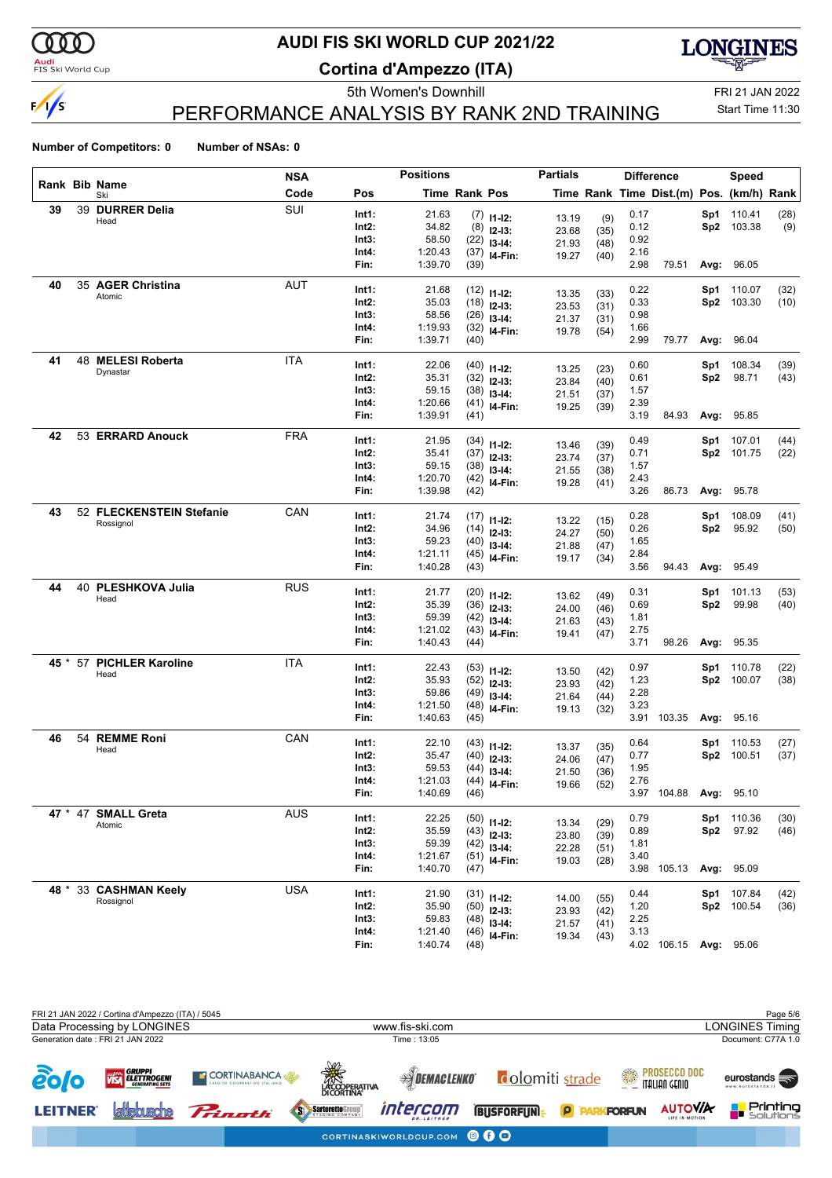# AUDI FIS SKI WORLD CUP 2021/22

## Cortina d'Ampezzo (ITA)

5th Women's Downhill

FRI 21 JAN 2022

Start Time 11:30

## PERFORMANCE ANALYSIS BY RANK 2ND TRAINING

**Number of Competitors: 0** **Number of NSAs: 0**

| Rank | Bib | Name / Ski | NSA Code | Pos | Time | Rank | Pos | Partial Time | Rank | Diff. Time | Dist.(m) | Pos. | Speed (km/h) | Rank |
|---|---|---|---|---|---|---|---|---|---|---|---|---|---|---|
| 39 | 39 | **DURRER Delia** Head | SUI | Int1: | 21.63 | (7) | I1-I2: | 13.19 | (9) | 0.17 | | Sp1 | 110.41 | (28) |
| | | | | Int2: | 34.82 | (8) | I2-I3: | 23.68 | (35) | 0.12 | | Sp2 | 103.38 | (9) |
| | | | | Int3: | 58.50 | (22) | I3-I4: | 21.93 | (48) | 0.92 | | | | |
| | | | | Int4: | 1:20.43 | (37) | I4-Fin: | 19.27 | (40) | 2.16 | | | | |
| | | | | Fin: | 1:39.70 | (39) | | | | 2.98 | 79.51 | Avg: | 96.05 | |
| 40 | 35 | **AGER Christina** Atomic | AUT | Int1: | 21.68 | (12) | I1-I2: | 13.35 | (33) | 0.22 | | Sp1 | 110.07 | (32) |
| | | | | Int2: | 35.03 | (18) | I2-I3: | 23.53 | (31) | 0.33 | | Sp2 | 103.30 | (10) |
| | | | | Int3: | 58.56 | (26) | I3-I4: | 21.37 | (31) | 0.98 | | | | |
| | | | | Int4: | 1:19.93 | (32) | I4-Fin: | 19.78 | (54) | 1.66 | | | | |
| | | | | Fin: | 1:39.71 | (40) | | | | 2.99 | 79.77 | Avg: | 96.04 | |
| 41 | 48 | **MELESI Roberta** Dynastar | ITA | Int1: | 22.06 | (40) | I1-I2: | 13.25 | (23) | 0.60 | | Sp1 | 108.34 | (39) |
| | | | | Int2: | 35.31 | (32) | I2-I3: | 23.84 | (40) | 0.61 | | Sp2 | 98.71 | (43) |
| | | | | Int3: | 59.15 | (38) | I3-I4: | 21.51 | (37) | 1.57 | | | | |
| | | | | Int4: | 1:20.66 | (41) | I4-Fin: | 19.25 | (39) | 2.39 | | | | |
| | | | | Fin: | 1:39.91 | (41) | | | | 3.19 | 84.93 | Avg: | 95.85 | |
| 42 | 53 | **ERRARD Anouck** | FRA | Int1: | 21.95 | (34) | I1-I2: | 13.46 | (39) | 0.49 | | Sp1 | 107.01 | (44) |
| | | | | Int2: | 35.41 | (37) | I2-I3: | 23.74 | (37) | 0.71 | | Sp2 | 101.75 | (22) |
| | | | | Int3: | 59.15 | (38) | I3-I4: | 21.55 | (38) | 1.57 | | | | |
| | | | | Int4: | 1:20.70 | (42) | I4-Fin: | 19.28 | (41) | 2.43 | | | | |
| | | | | Fin: | 1:39.98 | (42) | | | | 3.26 | 86.73 | Avg: | 95.78 | |
| 43 | 52 | **FLECKENSTEIN Stefanie** Rossignol | CAN | Int1: | 21.74 | (17) | I1-I2: | 13.22 | (15) | 0.28 | | Sp1 | 108.09 | (41) |
| | | | | Int2: | 34.96 | (14) | I2-I3: | 24.27 | (50) | 0.26 | | Sp2 | 95.92 | (50) |
| | | | | Int3: | 59.23 | (40) | I3-I4: | 21.88 | (47) | 1.65 | | | | |
| | | | | Int4: | 1:21.11 | (45) | I4-Fin: | 19.17 | (34) | 2.84 | | | | |
| | | | | Fin: | 1:40.28 | (43) | | | | 3.56 | 94.43 | Avg: | 95.49 | |
| 44 | 40 | **PLESHKOVA Julia** Head | RUS | Int1: | 21.77 | (20) | I1-I2: | 13.62 | (49) | 0.31 | | Sp1 | 101.13 | (53) |
| | | | | Int2: | 35.39 | (36) | I2-I3: | 24.00 | (46) | 0.69 | | Sp2 | 99.98 | (40) |
| | | | | Int3: | 59.39 | (42) | I3-I4: | 21.63 | (43) | 1.81 | | | | |
| | | | | Int4: | 1:21.02 | (43) | I4-Fin: | 19.41 | (47) | 2.75 | | | | |
| | | | | Fin: | 1:40.43 | (44) | | | | 3.71 | 98.26 | Avg: | 95.35 | |
| 45 * | 57 | **PICHLER Karoline** Head | ITA | Int1: | 22.43 | (53) | I1-I2: | 13.50 | (42) | 0.97 | | Sp1 | 110.78 | (22) |
| | | | | Int2: | 35.93 | (52) | I2-I3: | 23.93 | (42) | 1.23 | | Sp2 | 100.07 | (38) |
| | | | | Int3: | 59.86 | (49) | I3-I4: | 21.64 | (44) | 2.28 | | | | |
| | | | | Int4: | 1:21.50 | (48) | I4-Fin: | 19.13 | (32) | 3.23 | | | | |
| | | | | Fin: | 1:40.63 | (45) | | | | 3.91 | 103.35 | Avg: | 95.16 | |
| 46 | 54 | **REMME Roni** Head | CAN | Int1: | 22.10 | (43) | I1-I2: | 13.37 | (35) | 0.64 | | Sp1 | 110.53 | (27) |
| | | | | Int2: | 35.47 | (40) | I2-I3: | 24.06 | (47) | 0.77 | | Sp2 | 100.51 | (37) |
| | | | | Int3: | 59.53 | (44) | I3-I4: | 21.50 | (36) | 1.95 | | | | |
| | | | | Int4: | 1:21.03 | (44) | I4-Fin: | 19.66 | (52) | 2.76 | | | | |
| | | | | Fin: | 1:40.69 | (46) | | | | 3.97 | 104.88 | Avg: | 95.10 | |
| 47 * | 47 | **SMALL Greta** Atomic | AUS | Int1: | 22.25 | (50) | I1-I2: | 13.34 | (29) | 0.79 | | Sp1 | 110.36 | (30) |
| | | | | Int2: | 35.59 | (43) | I2-I3: | 23.80 | (39) | 0.89 | | Sp2 | 97.92 | (46) |
| | | | | Int3: | 59.39 | (42) | I3-I4: | 22.28 | (51) | 1.81 | | | | |
| | | | | Int4: | 1:21.67 | (51) | I4-Fin: | 19.03 | (28) | 3.40 | | | | |
| | | | | Fin: | 1:40.70 | (47) | | | | 3.98 | 105.13 | Avg: | 95.09 | |
| 48 * | 33 | **CASHMAN Keely** Rossignol | USA | Int1: | 21.90 | (31) | I1-I2: | 14.00 | (55) | 0.44 | | Sp1 | 107.84 | (42) |
| | | | | Int2: | 35.90 | (50) | I2-I3: | 23.93 | (42) | 1.20 | | Sp2 | 100.54 | (36) |
| | | | | Int3: | 59.83 | (48) | I3-I4: | 21.57 | (41) | 2.25 | | | | |
| | | | | Int4: | 1:21.40 | (46) | I4-Fin: | 19.34 | (43) | 3.13 | | | | |
| | | | | Fin: | 1:40.74 | (48) | | | | 4.02 | 106.15 | Avg: | 95.06 | |

FRI 21 JAN 2022 / Cortina d'Ampezzo (ITA) / 5045

Data Processing by LONGINES — www.fis-ski.com — LONGINES Timing

Generation date : FRI 21 JAN 2022 — Time : 13:05 — Document: C77A 1.0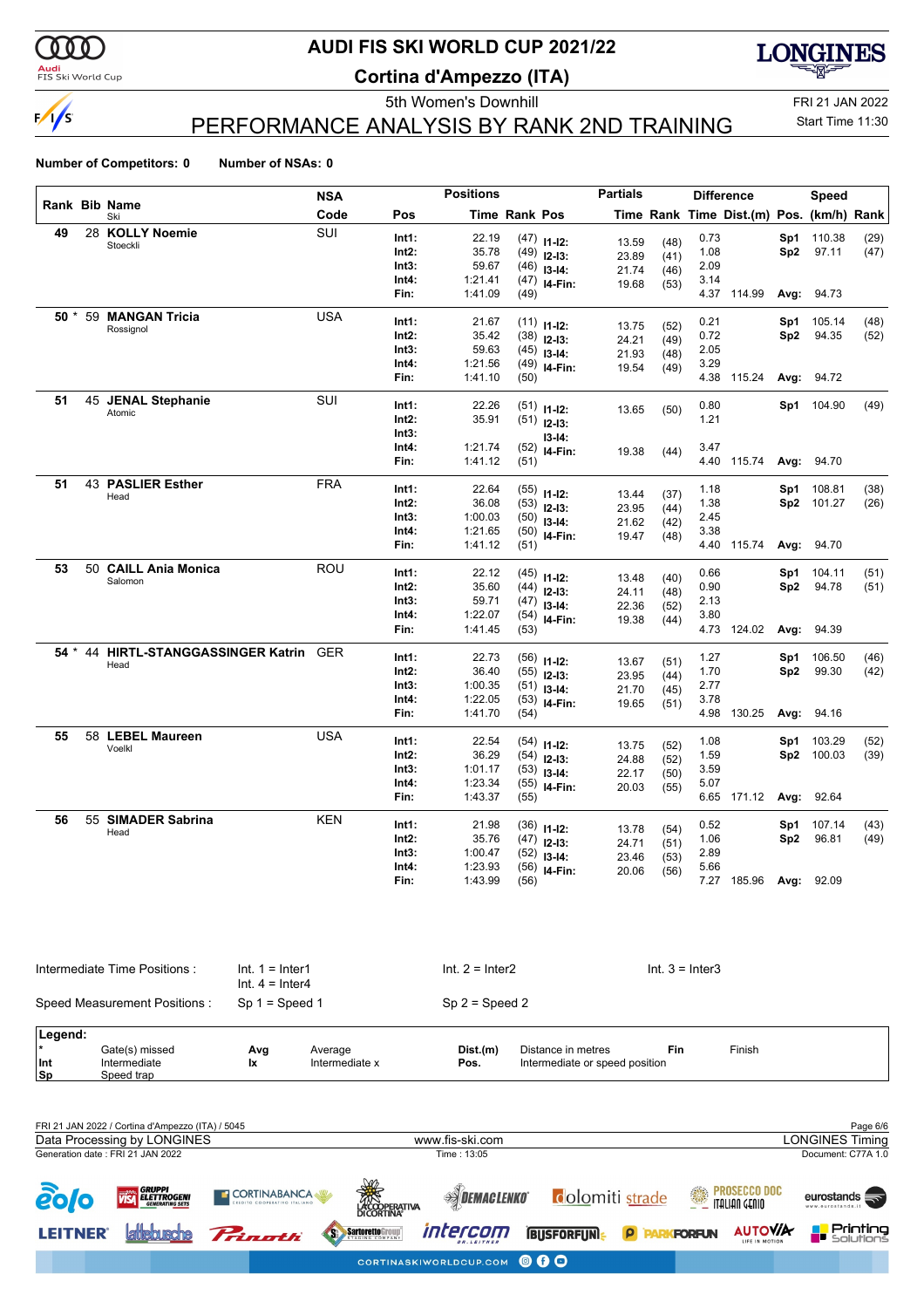# AUDI FIS SKI WORLD CUP 2021/22

## Cortina d'Ampezzo (ITA)

5th Women's Downhill

FRI 21 JAN 2022

Start Time 11:30

## PERFORMANCE ANALYSIS BY RANK 2ND TRAINING

**Number of Competitors: 0** **Number of NSAs: 0**

| Rank | Bib | Name / Ski | NSA Code | Pos | Time | Rank | Pos | Partial Time | Partial Rank | Diff. Time | Dist.(m) | Speed Pos. | Speed (km/h) | Speed Rank |
|---|---|---|---|---|---|---|---|---|---|---|---|---|---|---|
| 49 | 28 | **KOLLY Noemie** / Stoeckli | SUI | Int1: | 22.19 | (47) | I1-I2: | 13.59 | (48) | 0.73 | | Sp1 | 110.38 | (29) |
| | | | | Int2: | 35.78 | (49) | I2-I3: | 23.89 | (41) | 1.08 | | Sp2 | 97.11 | (47) |
| | | | | Int3: | 59.67 | (46) | I3-I4: | 21.74 | (46) | 2.09 | | | | |
| | | | | Int4: | 1:21.41 | (47) | I4-Fin: | 19.68 | (53) | 3.14 | | | | |
| | | | | Fin: | 1:41.09 | (49) | | | | 4.37 | 114.99 | Avg: | 94.73 | |
| 50 * | 59 | **MANGAN Tricia** / Rossignol | USA | Int1: | 21.67 | (11) | I1-I2: | 13.75 | (52) | 0.21 | | Sp1 | 105.14 | (48) |
| | | | | Int2: | 35.42 | (38) | I2-I3: | 24.21 | (49) | 0.72 | | Sp2 | 94.35 | (52) |
| | | | | Int3: | 59.63 | (45) | I3-I4: | 21.93 | (48) | 2.05 | | | | |
| | | | | Int4: | 1:21.56 | (49) | I4-Fin: | 19.54 | (49) | 3.29 | | | | |
| | | | | Fin: | 1:41.10 | (50) | | | | 4.38 | 115.24 | Avg: | 94.72 | |
| 51 | 45 | **JENAL Stephanie** / Atomic | SUI | Int1: | 22.26 | (51) | I1-I2: | 13.65 | (50) | 0.80 | | Sp1 | 104.90 | (49) |
| | | | | Int2: | 35.91 | (51) | I2-I3: | | | 1.21 | | | | |
| | | | | Int3: | | | I3-I4: | | | | | | | |
| | | | | Int4: | 1:21.74 | (52) | I4-Fin: | 19.38 | (44) | 3.47 | | | | |
| | | | | Fin: | 1:41.12 | (51) | | | | 4.40 | 115.74 | Avg: | 94.70 | |
| 51 | 43 | **PASLIER Esther** / Head | FRA | Int1: | 22.64 | (55) | I1-I2: | 13.44 | (37) | 1.18 | | Sp1 | 108.81 | (38) |
| | | | | Int2: | 36.08 | (53) | I2-I3: | 23.95 | (44) | 1.38 | | Sp2 | 101.27 | (26) |
| | | | | Int3: | 1:00.03 | (50) | I3-I4: | 21.62 | (42) | 2.45 | | | | |
| | | | | Int4: | 1:21.65 | (50) | I4-Fin: | 19.47 | (48) | 3.38 | | | | |
| | | | | Fin: | 1:41.12 | (51) | | | | 4.40 | 115.74 | Avg: | 94.70 | |
| 53 | 50 | **CAILL Ania Monica** / Salomon | ROU | Int1: | 22.12 | (45) | I1-I2: | 13.48 | (40) | 0.66 | | Sp1 | 104.11 | (51) |
| | | | | Int2: | 35.60 | (44) | I2-I3: | 24.11 | (48) | 0.90 | | Sp2 | 94.78 | (51) |
| | | | | Int3: | 59.71 | (47) | I3-I4: | 22.36 | (52) | 2.13 | | | | |
| | | | | Int4: | 1:22.07 | (54) | I4-Fin: | 19.38 | (44) | 3.80 | | | | |
| | | | | Fin: | 1:41.45 | (53) | | | | 4.73 | 124.02 | Avg: | 94.39 | |
| 54 * | 44 | **HIRTL-STANGGASSINGER Katrin** / Head | GER | Int1: | 22.73 | (56) | I1-I2: | 13.67 | (51) | 1.27 | | Sp1 | 106.50 | (46) |
| | | | | Int2: | 36.40 | (55) | I2-I3: | 23.95 | (44) | 1.70 | | Sp2 | 99.30 | (42) |
| | | | | Int3: | 1:00.35 | (51) | I3-I4: | 21.70 | (45) | 2.77 | | | | |
| | | | | Int4: | 1:22.05 | (53) | I4-Fin: | 19.65 | (51) | 3.78 | | | | |
| | | | | Fin: | 1:41.70 | (54) | | | | 4.98 | 130.25 | Avg: | 94.16 | |
| 55 | 58 | **LEBEL Maureen** / Voelkl | USA | Int1: | 22.54 | (54) | I1-I2: | 13.75 | (52) | 1.08 | | Sp1 | 103.29 | (52) |
| | | | | Int2: | 36.29 | (54) | I2-I3: | 24.88 | (52) | 1.59 | | Sp2 | 100.03 | (39) |
| | | | | Int3: | 1:01.17 | (53) | I3-I4: | 22.17 | (50) | 3.59 | | | | |
| | | | | Int4: | 1:23.34 | (55) | I4-Fin: | 20.03 | (55) | 5.07 | | | | |
| | | | | Fin: | 1:43.37 | (55) | | | | 6.65 | 171.12 | Avg: | 92.64 | |
| 56 | 55 | **SIMADER Sabrina** / Head | KEN | Int1: | 21.98 | (36) | I1-I2: | 13.78 | (54) | 0.52 | | Sp1 | 107.14 | (43) |
| | | | | Int2: | 35.76 | (47) | I2-I3: | 24.71 | (51) | 1.06 | | Sp2 | 96.81 | (49) |
| | | | | Int3: | 1:00.47 | (52) | I3-I4: | 23.46 | (53) | 2.89 | | | | |
| | | | | Int4: | 1:23.93 | (56) | I4-Fin: | 20.06 | (56) | 5.66 | | | | |
| | | | | Fin: | 1:43.99 | (56) | | | | 7.27 | 185.96 | Avg: | 92.09 | |

Intermediate Time Positions : Int. 1 = Inter1, Int. 2 = Inter2, Int. 3 = Inter3, Int. 4 = Inter4

Speed Measurement Positions : Sp 1 = Speed 1, Sp 2 = Speed 2

**Legend:**

| | | | | | | | |
|---|---|---|---|---|---|---|---|
| * | Gate(s) missed | Avg | Average | Dist.(m) | Distance in metres | Fin | Finish |
| Int | Intermediate | Ix | Intermediate x | Pos. | Intermediate or speed position | | |
| Sp | Speed trap | | | | | | |

FRI 21 JAN 2022 / Cortina d'Ampezzo (ITA) / 5045

Data Processing by LONGINES — www.fis-ski.com — LONGINES Timing

Generation date : FRI 21 JAN 2022 — Time : 13:05 — Document: C77A 1.0